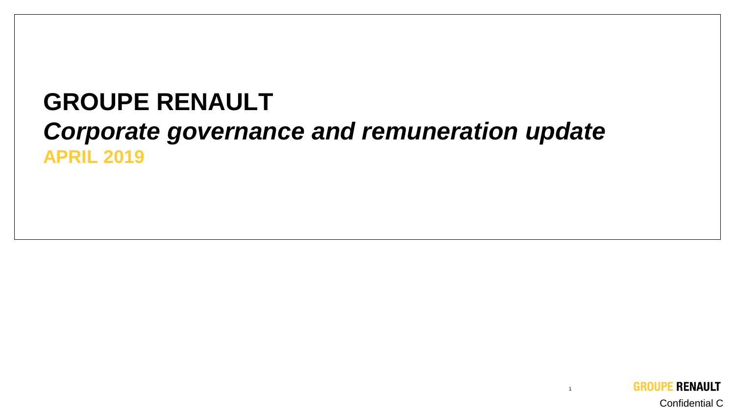# GROUPE RENAULT

## *Corporate governance and remuneration update*

**APRIL 2019**

Confidential C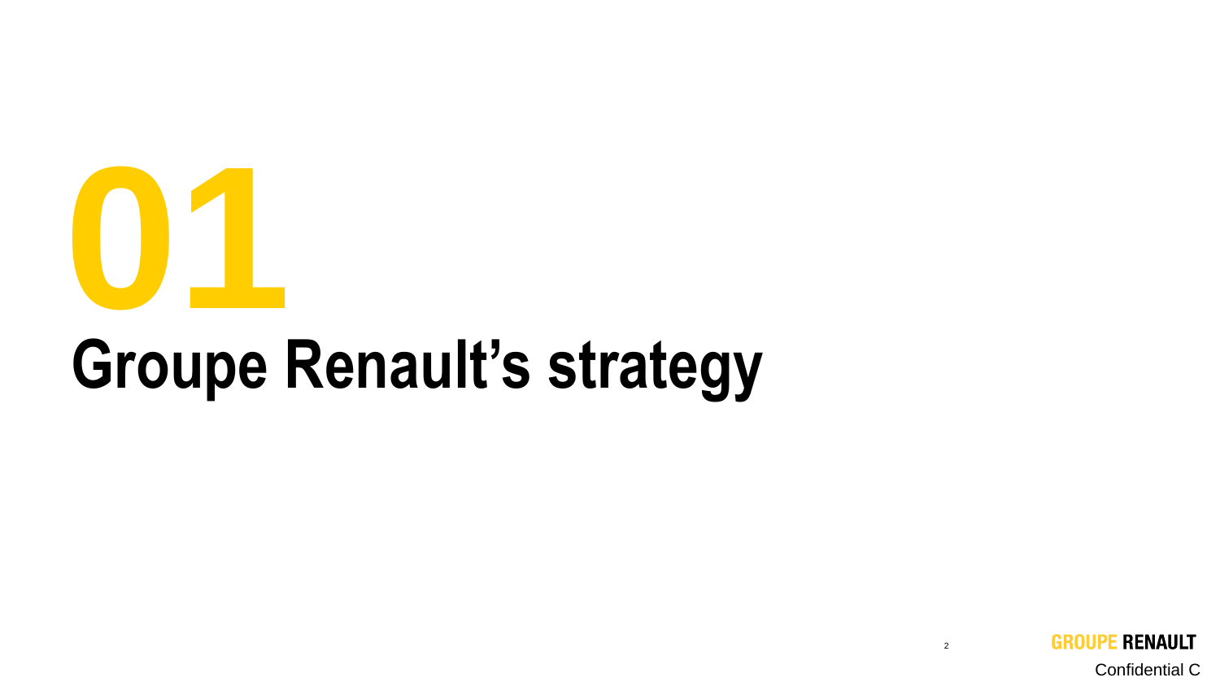# 01

# Groupe Renault's strategy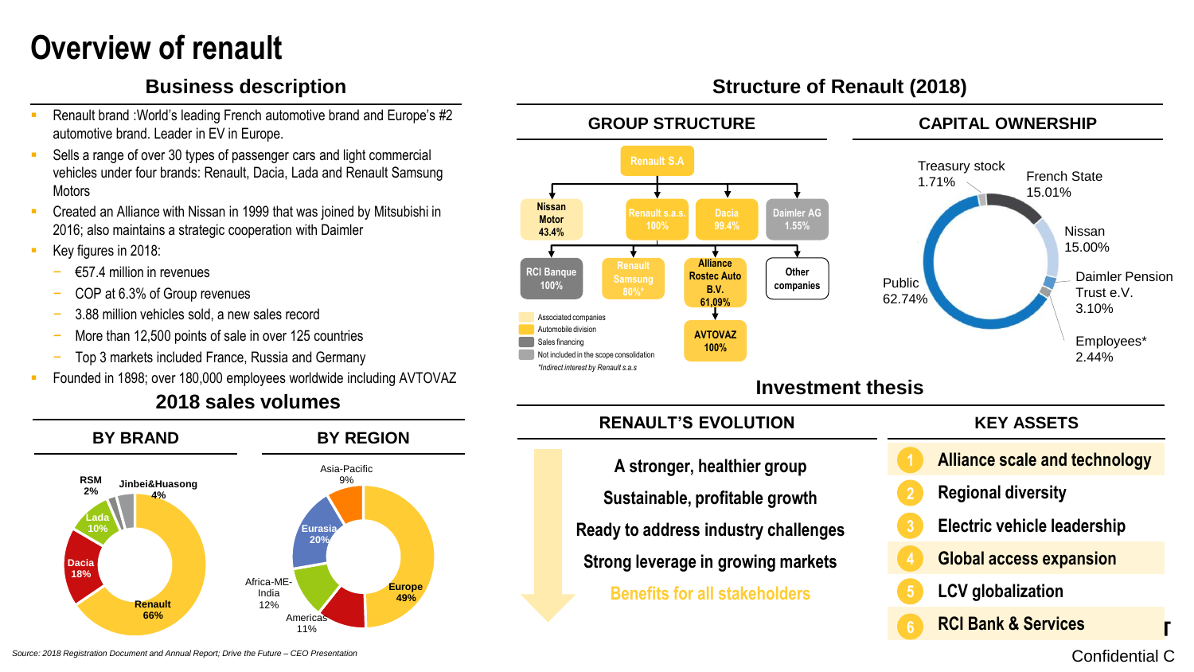# Overview of renault

## Business description

- Renault brand :World's leading French automotive brand and Europe's #2 automotive brand. Leader in EV in Europe.
- Sells a range of over 30 types of passenger cars and light commercial vehicles under four brands: Renault, Dacia, Lada and Renault Samsung Motors
- Created an Alliance with Nissan in 1999 that was joined by Mitsubishi in 2016; also maintains a strategic cooperation with Daimler
- Key figures in 2018:
  - €57.4 million in revenues
  - COP at 6.3% of Group revenues
  - 3.88 million vehicles sold, a new sales record
  - More than 12,500 points of sale in over 125 countries
  - Top 3 markets included France, Russia and Germany
- Founded in 1898; over 180,000 employees worldwide including AVTOVAZ

## 2018 sales volumes

### BY BRAND

| Brand | Share |
|---|---|
| Renault | 66% |
| Dacia | 18% |
| Lada | 10% |
| Jinbei&Huasong | 4% |
| RSM | 2% |

### BY REGION

| Region | Share |
|---|---|
| Europe | 49% |
| Eurasia | 20% |
| Africa-ME-India | 12% |
| Americas | 11% |
| Asia-Pacific | 9% |

## Structure of Renault (2018)

### GROUP STRUCTURE

Renault S.A
- Nissan Motor 43.4%
- Renault s.a.s. 100%
- Dacia 99.4%
- Daimler AG 1.55%
  - RCI Banque 100%
  - Renault Samsung 80%*
  - Alliance Rostec Auto B.V. 61,09%
    - AVTOVAZ 100%
  - Other companies

Legend: Associated companies; Automobile division; Sales financing; Not included in the scope consolidation

*Indirect interest by Renault s.a.s

### CAPITAL OWNERSHIP

| Shareholder | Share |
|---|---|
| Public | 62.74% |
| French State | 15.01% |
| Nissan | 15.00% |
| Daimler Pension Trust e.V. | 3.10% |
| Employees* | 2.44% |
| Treasury stock | 1.71% |

## Investment thesis

### RENAULT'S EVOLUTION

- A stronger, healthier group
- Sustainable, profitable growth
- Ready to address industry challenges
- Strong leverage in growing markets
- Benefits for all stakeholders

### KEY ASSETS

1. Alliance scale and technology
2. Regional diversity
3. Electric vehicle leadership
4. Global access expansion
5. LCV globalization
6. RCI Bank & Services

*Source: 2018 Registration Document and Annual Report; Drive the Future – CEO Presentation*

Confidential C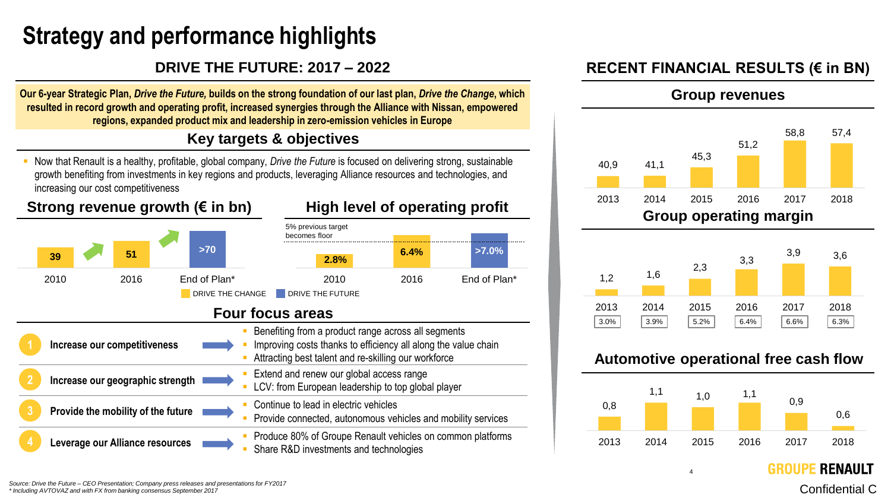# Strategy and performance highlights

## DRIVE THE FUTURE: 2017 – 2022

**Our 6-year Strategic Plan, *Drive the Future,* builds on the strong foundation of our last plan, *Drive the Change*, which resulted in record growth and operating profit, increased synergies through the Alliance with Nissan, empowered regions, expanded product mix and leadership in zero-emission vehicles in Europe**

### Key targets & objectives

- Now that Renault is a healthy, profitable, global company, *Drive the Future* is focused on delivering strong, sustainable growth benefiting from investments in key regions and products, leveraging Alliance resources and technologies, and increasing our cost competitiveness

#### Strong revenue growth (€ in bn)

| 2010 | 2016 | End of Plan* |
|---|---|---|
| 39 | 51 | >70 |

#### High level of operating profit

5% previous target becomes floor

| 2010 | 2016 | End of Plan* |
|---|---|---|
| 2.8% | 6.4% | >7.0% |

DRIVE THE CHANGE / DRIVE THE FUTURE

### Four focus areas

| | Focus area | Actions |
|---|---|---|
| 1 | Increase our competitiveness | Benefiting from a product range across all segments; Improving costs thanks to efficiency all along the value chain; Attracting best talent and re-skilling our workforce |
| 2 | Increase our geographic strength | Extend and renew our global access range; LCV: from European leadership to top global player |
| 3 | Provide the mobility of the future | Continue to lead in electric vehicles; Provide connected, autonomous vehicles and mobility services |
| 4 | Leverage our Alliance resources | Produce 80% of Groupe Renault vehicles on common platforms; Share R&D investments and technologies |

## RECENT FINANCIAL RESULTS (€ in BN)

### Group revenues

| 2013 | 2014 | 2015 | 2016 | 2017 | 2018 |
|---|---|---|---|---|---|
| 40,9 | 41,1 | 45,3 | 51,2 | 58,8 | 57,4 |

### Group operating margin

| | 2013 | 2014 | 2015 | 2016 | 2017 | 2018 |
|---|---|---|---|---|---|---|
| € bn | 1,2 | 1,6 | 2,3 | 3,3 | 3,9 | 3,6 |
| % | 3.0% | 3.9% | 5.2% | 6.4% | 6.6% | 6.3% |

### Automotive operational free cash flow

| 2013 | 2014 | 2015 | 2016 | 2017 | 2018 |
|---|---|---|---|---|---|
| 0,8 | 1,1 | 1,0 | 1,1 | 0,9 | 0,6 |

Source: Drive the Future – CEO Presentation; Company press releases and presentations for FY2017
* Including AVTOVAZ and with FX from banking consensus September 2017

GROUPE RENAULT

Confidential C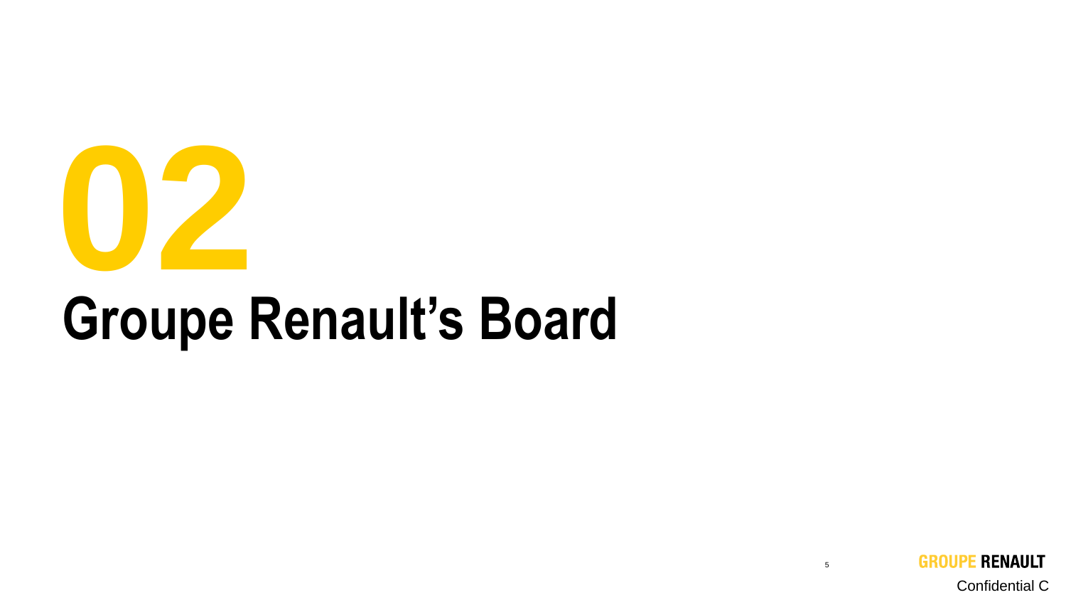# 02

# Groupe Renault's Board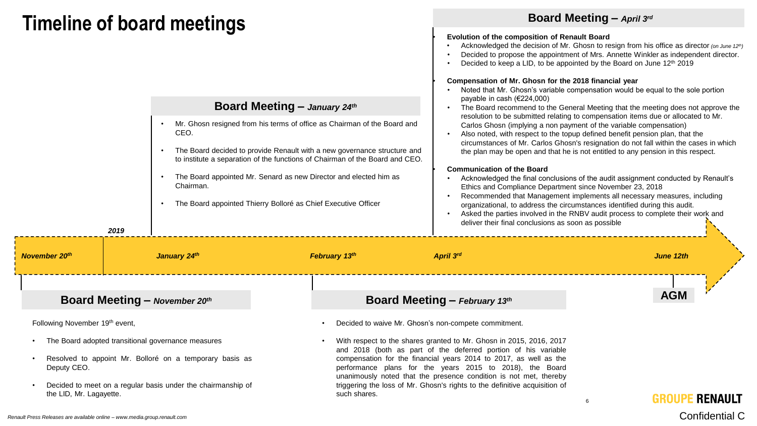# Timeline of board meetings

*2019*

*November 20th* — *January 24th* — *February 13th* — *April 3rd* — *June 12th*

**AGM**

## Board Meeting – *November 20th*

Following November 19th event,

- The Board adopted transitional governance measures
- Resolved to appoint Mr. Bolloré on a temporary basis as Deputy CEO.
- Decided to meet on a regular basis under the chairmanship of the LID, Mr. Lagayette.

## Board Meeting – *January 24th*

- Mr. Ghosn resigned from his terms of office as Chairman of the Board and CEO.
- The Board decided to provide Renault with a new governance structure and to institute a separation of the functions of Chairman of the Board and CEO.
- The Board appointed Mr. Senard as new Director and elected him as Chairman.
- The Board appointed Thierry Bolloré as Chief Executive Officer

## Board Meeting – *February 13th*

- Decided to waive Mr. Ghosn's non-compete commitment.
- With respect to the shares granted to Mr. Ghosn in 2015, 2016, 2017 and 2018 (both as part of the deferred portion of his variable compensation for the financial years 2014 to 2017, as well as the performance plans for the years 2015 to 2018), the Board unanimously noted that the presence condition is not met, thereby triggering the loss of Mr. Ghosn's rights to the definitive acquisition of such shares.

## Board Meeting – *April 3rd*

**Evolution of the composition of Renault Board**

- Acknowledged the decision of Mr. Ghosn to resign from his office as director *(on June 12th)*
- Decided to propose the appointment of Mrs. Annette Winkler as independent director.
- Decided to keep a LID, to be appointed by the Board on June 12th 2019

**Compensation of Mr. Ghosn for the 2018 financial year**

- Noted that Mr. Ghosn's variable compensation would be equal to the sole portion payable in cash (€224,000)
- The Board recommend to the General Meeting that the meeting does not approve the resolution to be submitted relating to compensation items due or allocated to Mr. Carlos Ghosn (implying a non payment of the variable compensation)
- Also noted, with respect to the topup defined benefit pension plan, that the circumstances of Mr. Carlos Ghosn's resignation do not fall within the cases in which the plan may be open and that he is not entitled to any pension in this respect.

**Communication of the Board**

- Acknowledged the final conclusions of the audit assignment conducted by Renault's Ethics and Compliance Department since November 23, 2018
- Recommended that Management implements all necessary measures, including organizational, to address the circumstances identified during this audit.
- Asked the parties involved in the RNBV audit process to complete their work and deliver their final conclusions as soon as possible

*Renault Press Releases are available online – www.media.group.renault.com*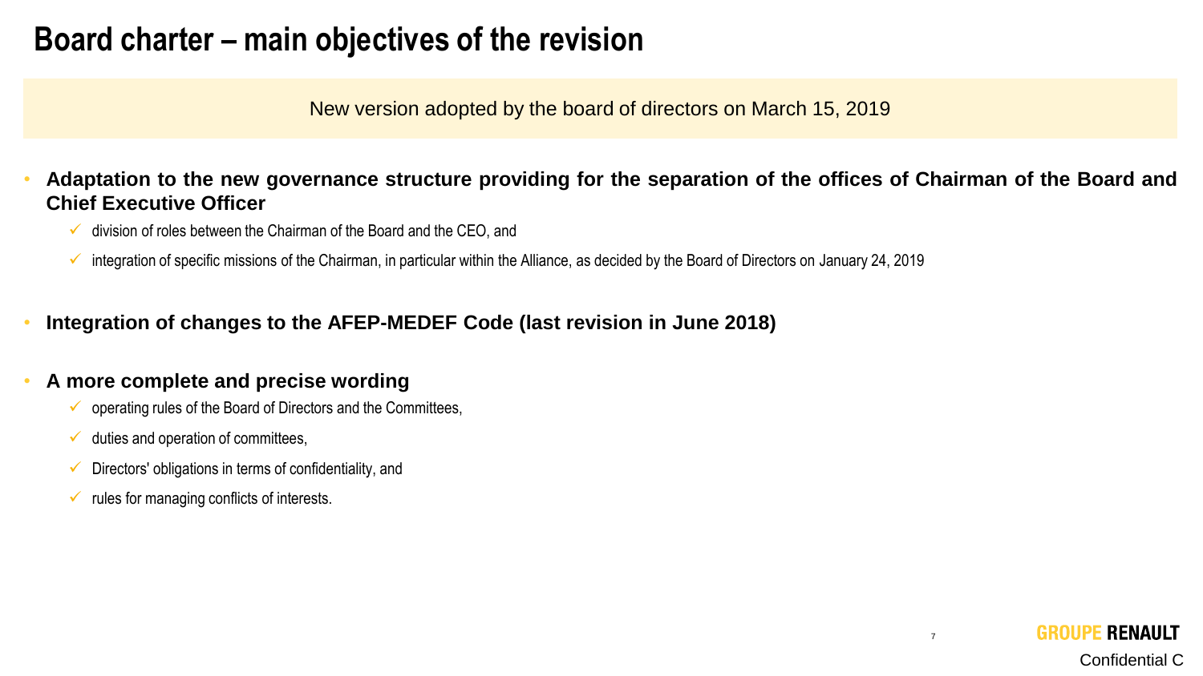# Board charter – main objectives of the revision

New version adopted by the board of directors on March 15, 2019

- **Adaptation to the new governance structure providing for the separation of the offices of Chairman of the Board and Chief Executive Officer**
  - ✓ division of roles between the Chairman of the Board and the CEO, and
  - ✓ integration of specific missions of the Chairman, in particular within the Alliance, as decided by the Board of Directors on January 24, 2019

- **Integration of changes to the AFEP-MEDEF Code (last revision in June 2018)**

- **A more complete and precise wording**
  - ✓ operating rules of the Board of Directors and the Committees,
  - ✓ duties and operation of committees,
  - ✓ Directors' obligations in terms of confidentiality, and
  - ✓ rules for managing conflicts of interests.

GROUPE RENAULT

Confidential C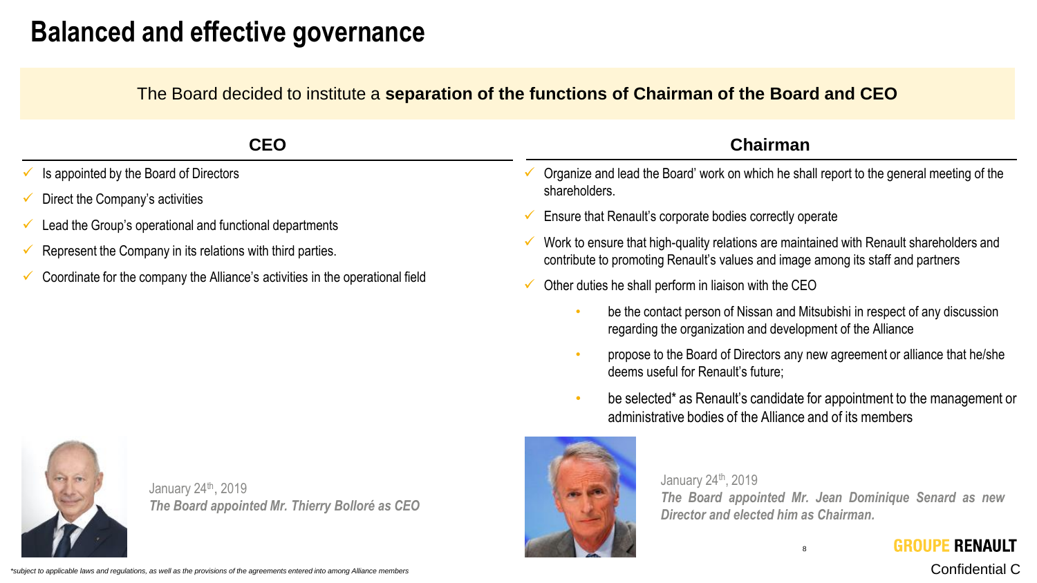# Balanced and effective governance

The Board decided to institute a **separation of the functions of Chairman of the Board and CEO**

## CEO

- Is appointed by the Board of Directors
- Direct the Company's activities
- Lead the Group's operational and functional departments
- Represent the Company in its relations with third parties.
- Coordinate for the company the Alliance's activities in the operational field

January 24th, 2019
***The Board appointed Mr. Thierry Bolloré as CEO***

## Chairman

- Organize and lead the Board' work on which he shall report to the general meeting of the shareholders.
- Ensure that Renault's corporate bodies correctly operate
- Work to ensure that high-quality relations are maintained with Renault shareholders and contribute to promoting Renault's values and image among its staff and partners
- Other duties he shall perform in liaison with the CEO
  - be the contact person of Nissan and Mitsubishi in respect of any discussion regarding the organization and development of the Alliance
  - propose to the Board of Directors any new agreement or alliance that he/she deems useful for Renault's future;
  - be selected* as Renault's candidate for appointment to the management or administrative bodies of the Alliance and of its members

January 24th, 2019
***The Board appointed Mr. Jean Dominique Senard as new Director and elected him as Chairman.***

*\*subject to applicable laws and regulations, as well as the provisions of the agreements entered into among Alliance members*

GROUPE RENAULT

Confidential C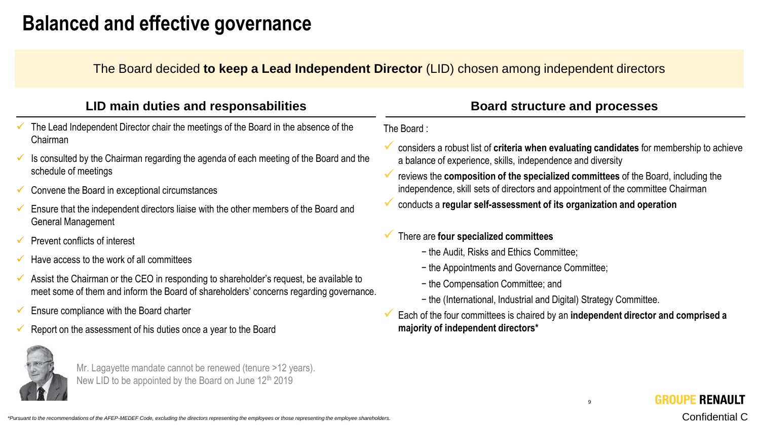# Balanced and effective governance

The Board decided **to keep a Lead Independent Director** (LID) chosen among independent directors

## LID main duties and responsabilities

- The Lead Independent Director chair the meetings of the Board in the absence of the Chairman
- Is consulted by the Chairman regarding the agenda of each meeting of the Board and the schedule of meetings
- Convene the Board in exceptional circumstances
- Ensure that the independent directors liaise with the other members of the Board and General Management
- Prevent conflicts of interest
- Have access to the work of all committees
- Assist the Chairman or the CEO in responding to shareholder's request, be available to meet some of them and inform the Board of shareholders' concerns regarding governance.
- Ensure compliance with the Board charter
- Report on the assessment of his duties once a year to the Board

Mr. Lagayette mandate cannot be renewed (tenure >12 years).
New LID to be appointed by the Board on June 12th 2019

## Board structure and processes

The Board :

- considers a robust list of **criteria when evaluating candidates** for membership to achieve a balance of experience, skills, independence and diversity
- reviews the **composition of the specialized committees** of the Board, including the independence, skill sets of directors and appointment of the committee Chairman
- conducts a **regular self-assessment of its organization and operation**

- There are **four specialized committees**
  - the Audit, Risks and Ethics Committee;
  - the Appointments and Governance Committee;
  - the Compensation Committee; and
  - the (International, Industrial and Digital) Strategy Committee.
- Each of the four committees is chaired by an **independent director and comprised a majority of independent directors***

GROUPE RENAULT

Confidential C

*\*Pursuant to the recommendations of the AFEP-MEDEF Code, excluding the directors representing the employees or those representing the employee shareholders.*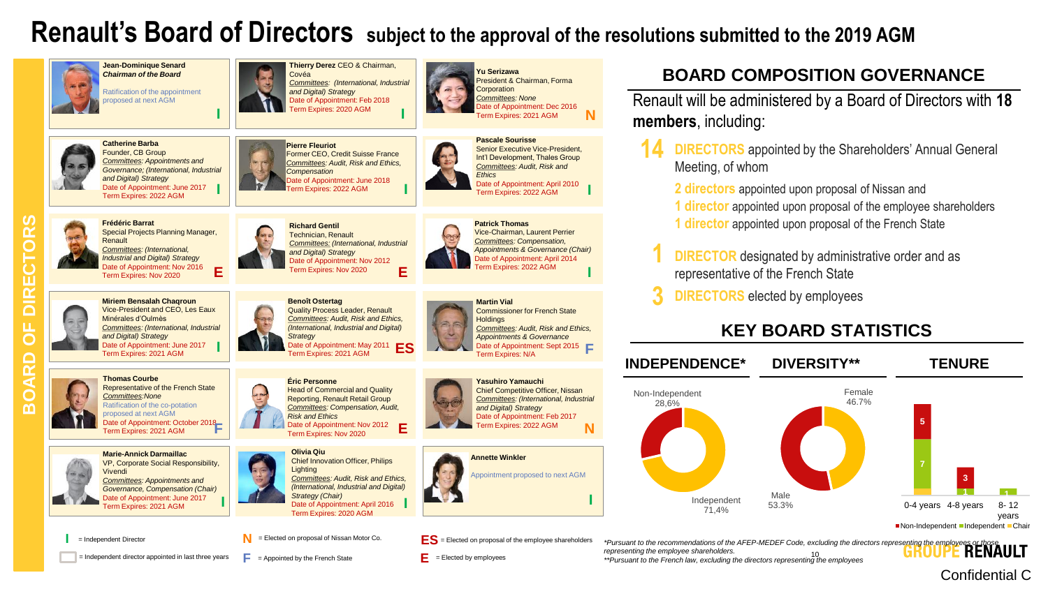# Renault's Board of Directors subject to the approval of the resolutions submitted to the 2019 AGM

## BOARD OF DIRECTORS

**Jean-Dominique Senard**
*Chairman of the Board*
Ratification of the appointment proposed at next AGM
I

**Thierry Derez** CEO & Chairman, Covéa
*Committees: (International, Industrial and Digital) Strategy*
Date of Appointment: Feb 2018
Term Expires: 2020 AGM
I

**Yu Serizawa**
President & Chairman, Forma Corporation
*Committees: None*
Date of Appointment: Dec 2016
Term Expires: 2021 AGM
N

**Catherine Barba**
Founder, CB Group
*Committees: Appointments and Governance; (International, Industrial and Digital) Strategy*
Date of Appointment: June 2017
Term Expires: 2022 AGM
I

**Pierre Fleuriot**
Former CEO, Credit Suisse France
*Committees: Audit, Risk and Ethics, Compensation*
Date of Appointment: June 2018
Term Expires: 2022 AGM
I

**Pascale Sourisse**
Senior Executive Vice-President, Int'l Development, Thales Group
*Committees: Audit, Risk and Ethics*
Date of Appointment: April 2010
Term Expires: 2022 AGM
I

**Frédéric Barrat**
Special Projects Planning Manager, Renault
*Committees: (International, Industrial and Digital) Strategy*
Date of Appointment: Nov 2016
Term Expires: Nov 2020
E

**Richard Gentil**
Technician, Renault
*Committees: (International, Industrial and Digital) Strategy*
Date of Appointment: Nov 2012
Term Expires: Nov 2020
E

**Patrick Thomas**
Vice-Chairman, Laurent Perrier
*Committees: Compensation, Appointments & Governance (Chair)*
Date of Appointment: April 2014
Term Expires: 2022 AGM
I

**Miriem Bensalah Chaqroun**
Vice-President and CEO, Les Eaux Minérales d'Oulmès
*Committees: (International, Industrial and Digital) Strategy*
Date of Appointment: June 2017
Term Expires: 2021 AGM
I

**Benoît Ostertag**
Quality Process Leader, Renault
*Committees: Audit, Risk and Ethics, (International, Industrial and Digital) Strategy*
Date of Appointment: May 2011
Term Expires: 2021 AGM
ES

**Martin Vial**
Commissioner for French State Holdings
*Committees: Audit, Risk and Ethics, Appointments & Governance*
Date of Appointment: Sept 2015
Term Expires: N/A
F

**Thomas Courbe**
Representative of the French State
*Committees: None*
Ratification of the co-potation proposed at next AGM
Date of Appointment: October 2018
Term Expires: 2021 AGM
F

**Éric Personne**
Head of Commercial and Quality Reporting, Renault Retail Group
*Committees: Compensation, Audit, Risk and Ethics*
Date of Appointment: Nov 2012
Term Expires: Nov 2020
E

**Yasuhiro Yamauchi**
Chief Competitive Officer, Nissan
*Committees: (International, Industrial and Digital) Strategy*
Date of Appointment: Feb 2017
Term Expires: 2022 AGM
N

**Marie-Annick Darmaillac**
VP, Corporate Social Responsibility, Vivendi
*Committees: Appointments and Governance, Compensation (Chair)*
Date of Appointment: June 2017
Term Expires: 2021 AGM
I

**Olivia Qiu**
Chief Innovation Officer, Philips Lighting
*Committees: Audit, Risk and Ethics, (International, Industrial and Digital) Strategy (Chair)*
Date of Appointment: April 2016
Term Expires: 2020 AGM
I

**Annette Winkler**
Appointment proposed to next AGM
I

I = Independent Director
☐ = Independent director appointed in last three years
N = Elected on proposal of Nissan Motor Co.
F = Appointed by the French State
ES = Elected on proposal of the employee shareholders
E = Elected by employees

## BOARD COMPOSITION GOVERNANCE

Renault will be administered by a Board of Directors with **18 members**, including:

- **14 DIRECTORS** appointed by the Shareholders' Annual General Meeting, of whom
  - **2 directors** appointed upon proposal of Nissan and
  - **1 director** appointed upon proposal of the employee shareholders
  - **1 director** appointed upon proposal of the French State
- **1 DIRECTOR** designated by administrative order and as representative of the French State
- **3 DIRECTORS** elected by employees

## KEY BOARD STATISTICS

**INDEPENDENCE***
- Non-Independent 28,6%
- Independent 71,4%

**DIVERSITY****
- Female 46.7%
- Male 53.3%

**TENURE**

| | 0-4 years | 4-8 years | 8-12 years |
|---|---|---|---|
| Non-Independent | 5 | 3 | |
| Independent | 7 | 1 | 1 |
| Chair | | | |

*Pursuant to the recommendations of the AFEP-MEDEF Code, excluding the directors representing the employees or those representing the employee shareholders.
**Pursuant to the French law, excluding the directors representing the employees

Confidential C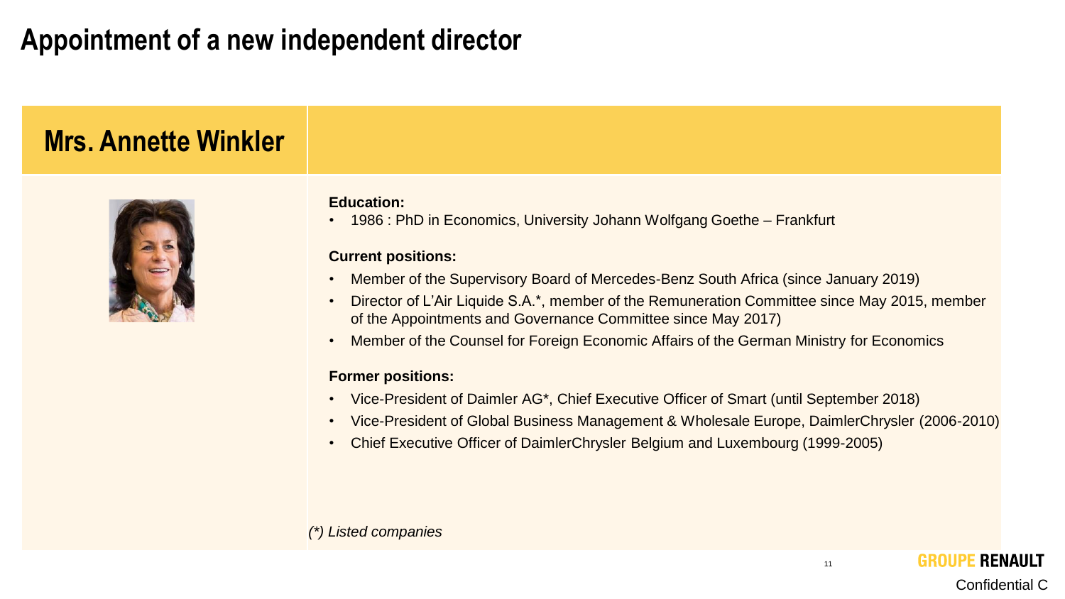# Appointment of a new independent director

## Mrs. Annette Winkler

**Education:**

- 1986 : PhD in Economics, University Johann Wolfgang Goethe – Frankfurt

**Current positions:**

- Member of the Supervisory Board of Mercedes-Benz South Africa (since January 2019)
- Director of L'Air Liquide S.A.*, member of the Remuneration Committee since May 2015, member of the Appointments and Governance Committee since May 2017)
- Member of the Counsel for Foreign Economic Affairs of the German Ministry for Economics

**Former positions:**

- Vice-President of Daimler AG*, Chief Executive Officer of Smart (until September 2018)
- Vice-President of Global Business Management & Wholesale Europe, DaimlerChrysler (2006-2010)
- Chief Executive Officer of DaimlerChrysler Belgium and Luxembourg (1999-2005)

*(*) Listed companies*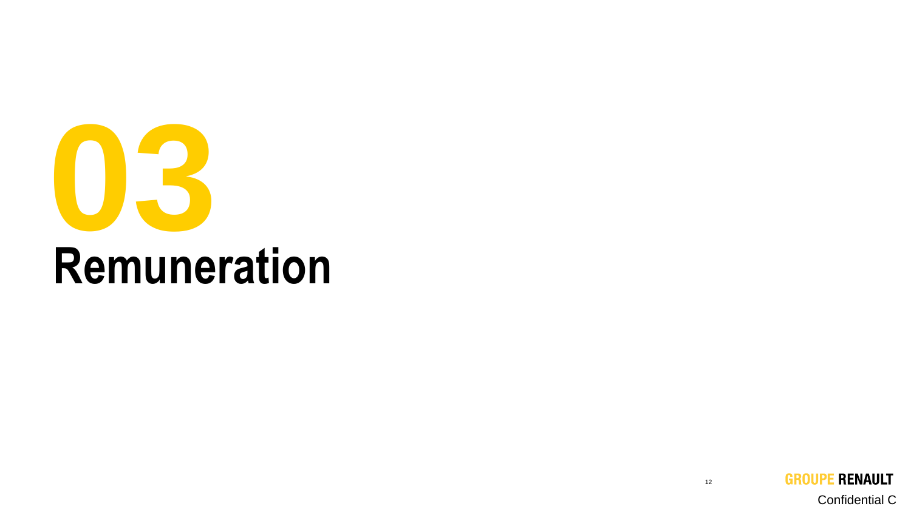# 03
# Remuneration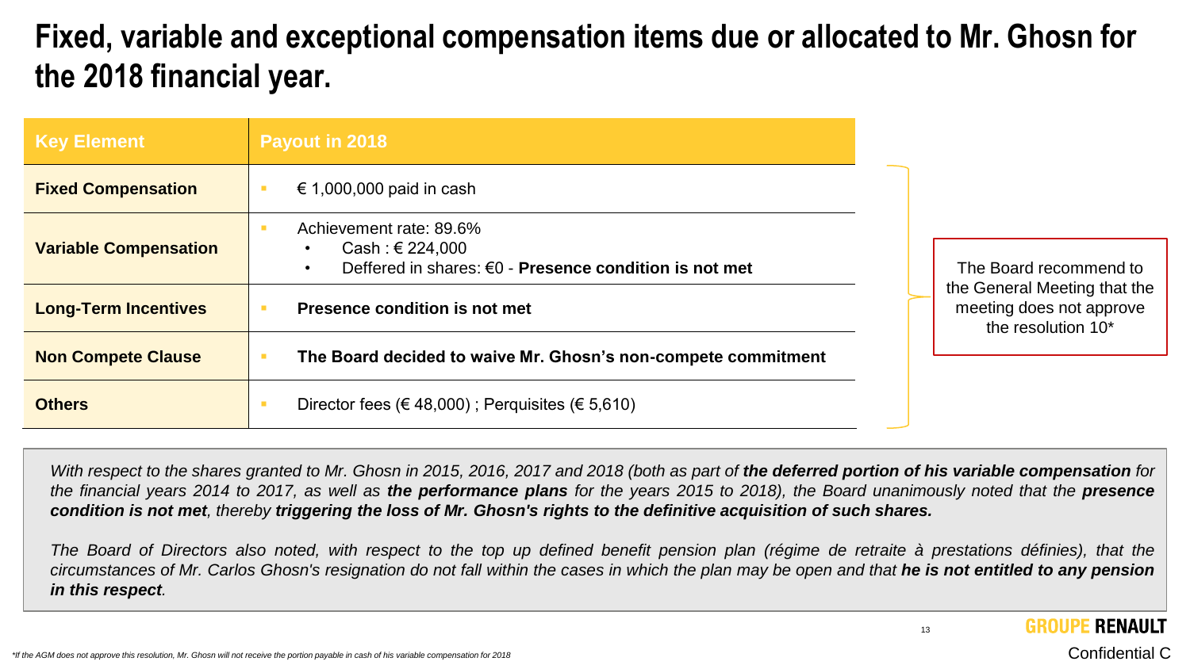# Fixed, variable and exceptional compensation items due or allocated to Mr. Ghosn for the 2018 financial year.

| Key Element | Payout in 2018 |
|---|---|
| **Fixed Compensation** | € 1,000,000 paid in cash |
| **Variable Compensation** | Achievement rate: 89.6%<br>• Cash : € 224,000<br>• Deffered in shares: €0 - **Presence condition is not met** |
| **Long-Term Incentives** | **Presence condition is not met** |
| **Non Compete Clause** | **The Board decided to waive Mr. Ghosn's non-compete commitment** |
| **Others** | Director fees (€ 48,000) ; Perquisites (€ 5,610) |

The Board recommend to the General Meeting that the meeting does not approve the resolution 10*

*With respect to the shares granted to Mr. Ghosn in 2015, 2016, 2017 and 2018 (both as part of **the deferred portion of his variable compensation** for the financial years 2014 to 2017, as well as **the performance plans** for the years 2015 to 2018), the Board unanimously noted that the **presence condition is not met**, thereby **triggering the loss of Mr. Ghosn's rights to the definitive acquisition of such shares.***

*The Board of Directors also noted, with respect to the top up defined benefit pension plan (régime de retraite à prestations définies), that the circumstances of Mr. Carlos Ghosn's resignation do not fall within the cases in which the plan may be open and that **he is not entitled to any pension in this respect**.*

*\*If the AGM does not approve this resolution, Mr. Ghosn will not receive the portion payable in cash of his variable compensation for 2018*

GROUPE RENAULT

Confidential C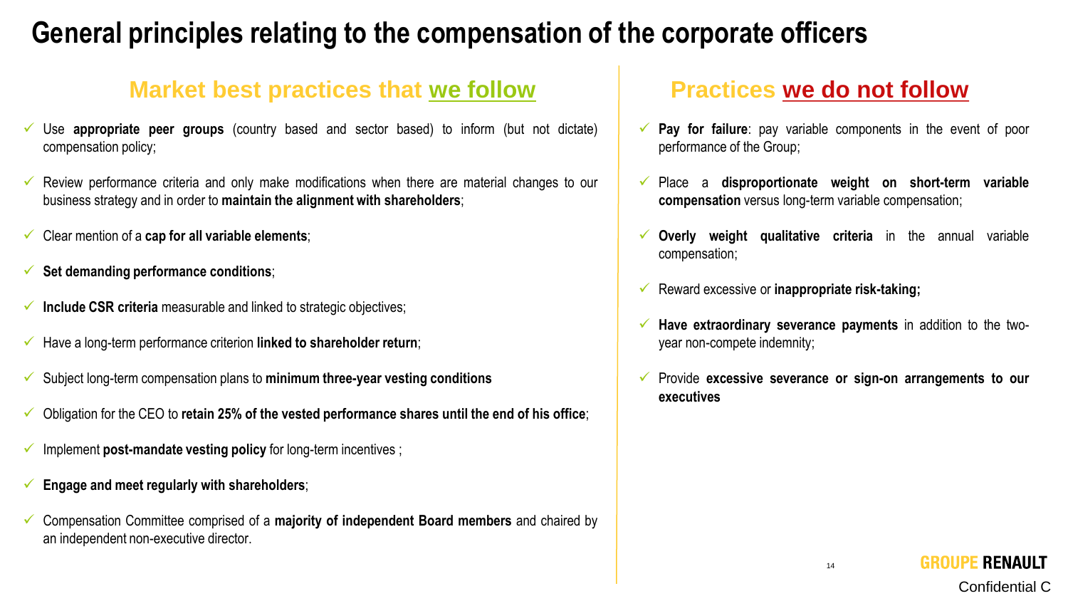# General principles relating to the compensation of the corporate officers

## Market best practices that we follow

- Use **appropriate peer groups** (country based and sector based) to inform (but not dictate) compensation policy;
- Review performance criteria and only make modifications when there are material changes to our business strategy and in order to **maintain the alignment with shareholders**;
- Clear mention of a **cap for all variable elements**;
- **Set demanding performance conditions**;
- **Include CSR criteria** measurable and linked to strategic objectives;
- Have a long-term performance criterion **linked to shareholder return**;
- Subject long-term compensation plans to **minimum three-year vesting conditions**
- Obligation for the CEO to **retain 25% of the vested performance shares until the end of his office**;
- Implement **post-mandate vesting policy** for long-term incentives ;
- **Engage and meet regularly with shareholders**;
- Compensation Committee comprised of a **majority of independent Board members** and chaired by an independent non-executive director.

## Practices we do not follow

- **Pay for failure**: pay variable components in the event of poor performance of the Group;
- Place a **disproportionate weight on short-term variable compensation** versus long-term variable compensation;
- **Overly weight qualitative criteria** in the annual variable compensation;
- Reward excessive or **inappropriate risk-taking;**
- **Have extraordinary severance payments** in addition to the two-year non-compete indemnity;
- Provide **excessive severance or sign-on arrangements to our executives**

GROUPE RENAULT

Confidential C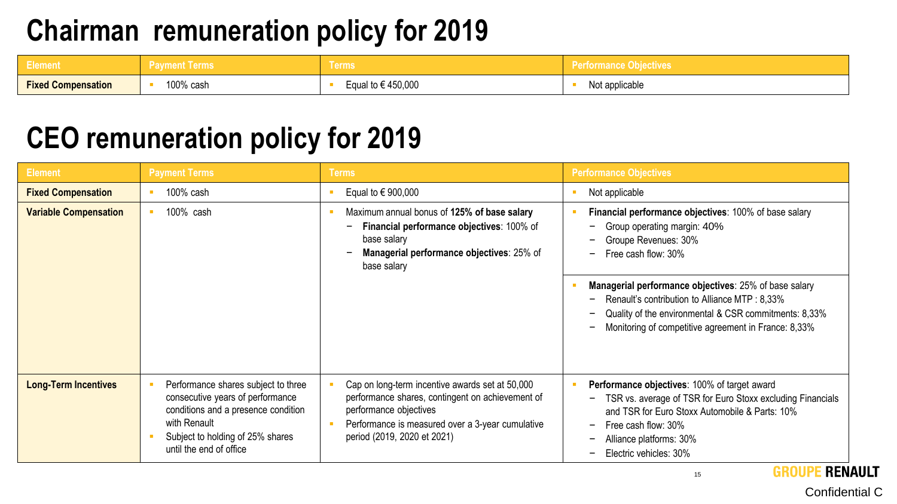# Chairman remuneration policy for 2019

| Element | Payment Terms | Terms | Performance Objectives |
|---|---|---|---|
| **Fixed Compensation** | ▪ 100% cash | ▪ Equal to € 450,000 | ▪ Not applicable |

# CEO remuneration policy for 2019

| Element | Payment Terms | Terms | Performance Objectives |
|---|---|---|---|
| **Fixed Compensation** | ▪ 100% cash | ▪ Equal to € 900,000 | ▪ Not applicable |
| **Variable Compensation** | ▪ 100% cash | ▪ Maximum annual bonus of **125% of base salary**<br>– **Financial performance objectives**: 100% of base salary<br>– **Managerial performance objectives**: 25% of base salary | ▪ **Financial performance objectives**: 100% of base salary<br>– Group operating margin: 40%<br>– Groupe Revenues: 30%<br>– Free cash flow: 30%<br><br>▪ **Managerial performance objectives**: 25% of base salary<br>– Renault's contribution to Alliance MTP : 8,33%<br>– Quality of the environmental & CSR commitments: 8,33%<br>– Monitoring of competitive agreement in France: 8,33% |
| **Long-Term Incentives** | ▪ Performance shares subject to three consecutive years of performance conditions and a presence condition with Renault<br>▪ Subject to holding of 25% shares until the end of office | ▪ Cap on long-term incentive awards set at 50,000 performance shares, contingent on achievement of performance objectives<br>▪ Performance is measured over a 3-year cumulative period (2019, 2020 et 2021) | ▪ **Performance objectives**: 100% of target award<br>– TSR vs. average of TSR for Euro Stoxx excluding Financials and TSR for Euro Stoxx Automobile & Parts: 10%<br>– Free cash flow: 30%<br>– Alliance platforms: 30%<br>– Electric vehicles: 30% |

GROUPE RENAULT

Confidential C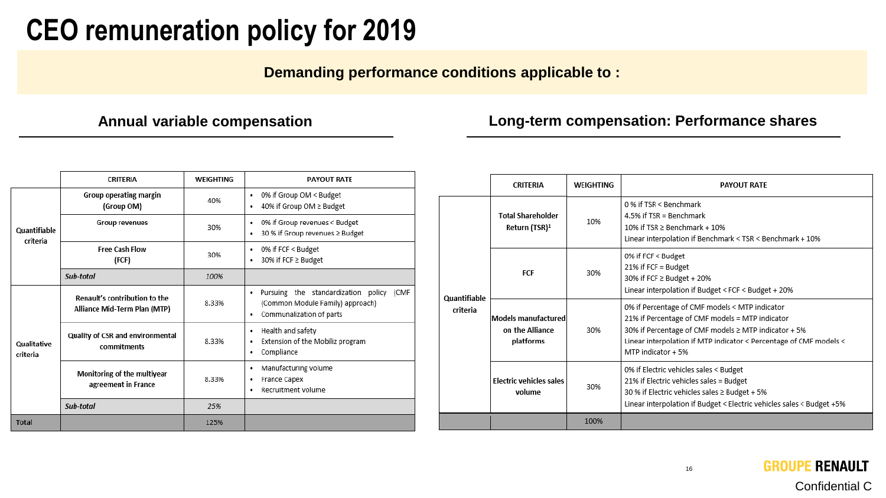# CEO remuneration policy for 2019

**Demanding performance conditions applicable to :**

## Annual variable compensation

| | CRITERIA | WEIGHTING | PAYOUT RATE |
|---|---|---|---|
| Quantifiable criteria | Group operating margin (Group OM) | 40% | • 0% if Group OM < Budget<br>• 40% if Group OM ≥ Budget |
| | Group revenues | 30% | • 0% if Group revenues < Budget<br>• 30 % if Group revenues ≥ Budget |
| | Free Cash Flow (FCF) | 30% | • 0% if FCF < Budget<br>• 30% if FCF ≥ Budget |
| | *Sub-total* | *100%* | |
| Qualitative criteria | Renault's contribution to the Alliance Mid-Term Plan (MTP) | 8.33% | • Pursuing the standardization policy (CMF (Common Module Family) approach)<br>• Communalization of parts |
| | Quality of CSR and environmental commitments | 8.33% | • Health and safety<br>• Extension of the Mobiliz program<br>• Compliance |
| | Monitoring of the multiyear agreement in France | 8.33% | • Manufacturing volume<br>• France Capex<br>• Recruitment volume |
| | *Sub-total* | *25%* | |
| Total | | 125% | |

## Long-term compensation: Performance shares

| | CRITERIA | WEIGHTING | PAYOUT RATE |
|---|---|---|---|
| Quantifiable criteria | Total Shareholder Return (TSR)[1] | 10% | 0 % if TSR < Benchmark<br>4.5% if TSR = Benchmark<br>10% if TSR ≥ Benchmark + 10%<br>Linear interpolation if Benchmark < TSR < Benchmark + 10% |
| | FCF | 30% | 0% if FCF < Budget<br>21% if FCF = Budget<br>30% if FCF ≥ Budget + 20%<br>Linear interpolation if Budget < FCF < Budget + 20% |
| | Models manufactured on the Alliance platforms | 30% | 0% if Percentage of CMF models < MTP indicator<br>21% if Percentage of CMF models = MTP indicator<br>30% if Percentage of CMF models ≥ MTP indicator + 5%<br>Linear interpolation if MTP indicator < Percentage of CMF models < MTP indicator + 5% |
| | Electric vehicles sales volume | 30% | 0% if Electric vehicles sales < Budget<br>21% if Electric vehicles sales = Budget<br>30 % if Electric vehicles sales ≥ Budget + 5%<br>Linear interpolation if Budget < Electric vehicles sales < Budget +5% |
| | | 100% | |

GROUPE RENAULT

Confidential C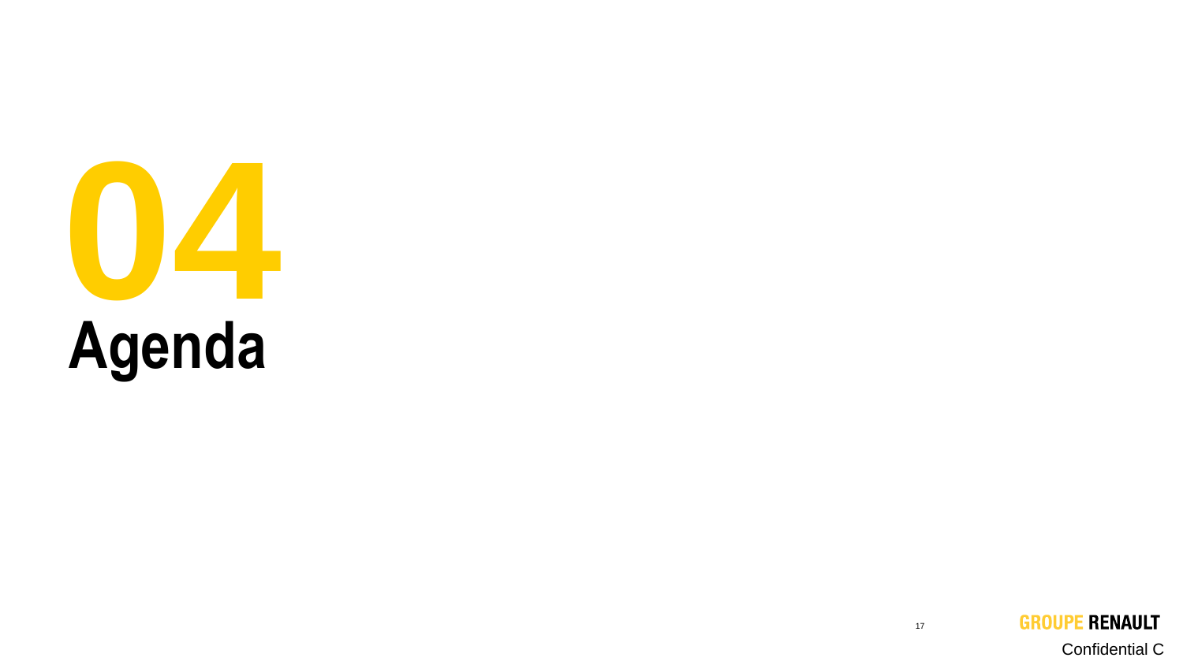# 04
# Agenda

GROUPE RENAULT

Confidential C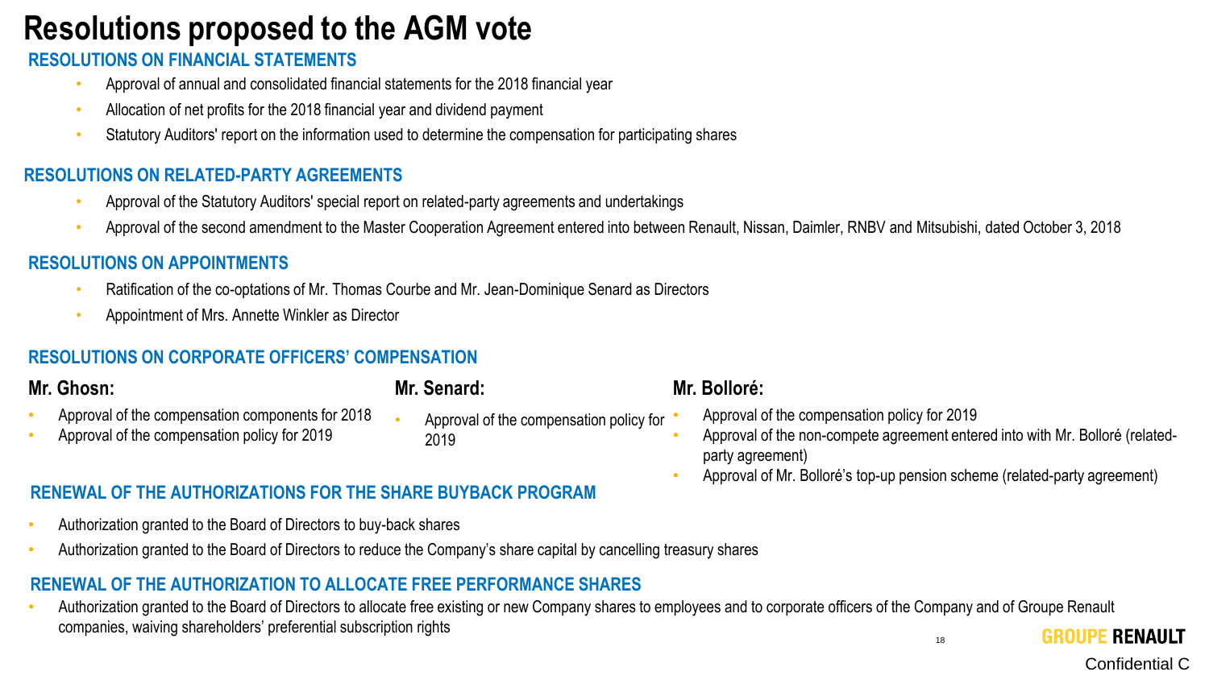# Resolutions proposed to the AGM vote

## RESOLUTIONS ON FINANCIAL STATEMENTS

- Approval of annual and consolidated financial statements for the 2018 financial year
- Allocation of net profits for the 2018 financial year and dividend payment
- Statutory Auditors' report on the information used to determine the compensation for participating shares

## RESOLUTIONS ON RELATED-PARTY AGREEMENTS

- Approval of the Statutory Auditors' special report on related-party agreements and undertakings
- Approval of the second amendment to the Master Cooperation Agreement entered into between Renault, Nissan, Daimler, RNBV and Mitsubishi, dated October 3, 2018

## RESOLUTIONS ON APPOINTMENTS

- Ratification of the co-optations of Mr. Thomas Courbe and Mr. Jean-Dominique Senard as Directors
- Appointment of Mrs. Annette Winkler as Director

## RESOLUTIONS ON CORPORATE OFFICERS' COMPENSATION

### Mr. Ghosn:

- Approval of the compensation components for 2018
- Approval of the compensation policy for 2019

### Mr. Senard:

- Approval of the compensation policy for 2019

### Mr. Bolloré:

- Approval of the compensation policy for 2019
- Approval of the non-compete agreement entered into with Mr. Bolloré (related-party agreement)
- Approval of Mr. Bolloré's top-up pension scheme (related-party agreement)

## RENEWAL OF THE AUTHORIZATIONS FOR THE SHARE BUYBACK PROGRAM

- Authorization granted to the Board of Directors to buy-back shares
- Authorization granted to the Board of Directors to reduce the Company's share capital by cancelling treasury shares

## RENEWAL OF THE AUTHORIZATION TO ALLOCATE FREE PERFORMANCE SHARES

- Authorization granted to the Board of Directors to allocate free existing or new Company shares to employees and to corporate officers of the Company and of Groupe Renault companies, waiving shareholders' preferential subscription rights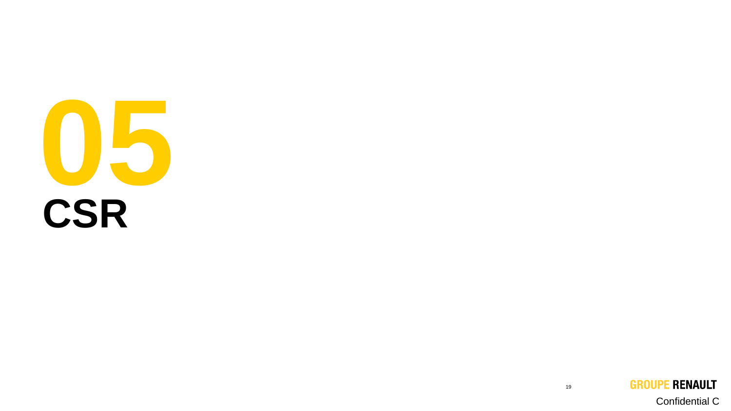# 05

# CSR

GROUPE RENAULT

Confidential C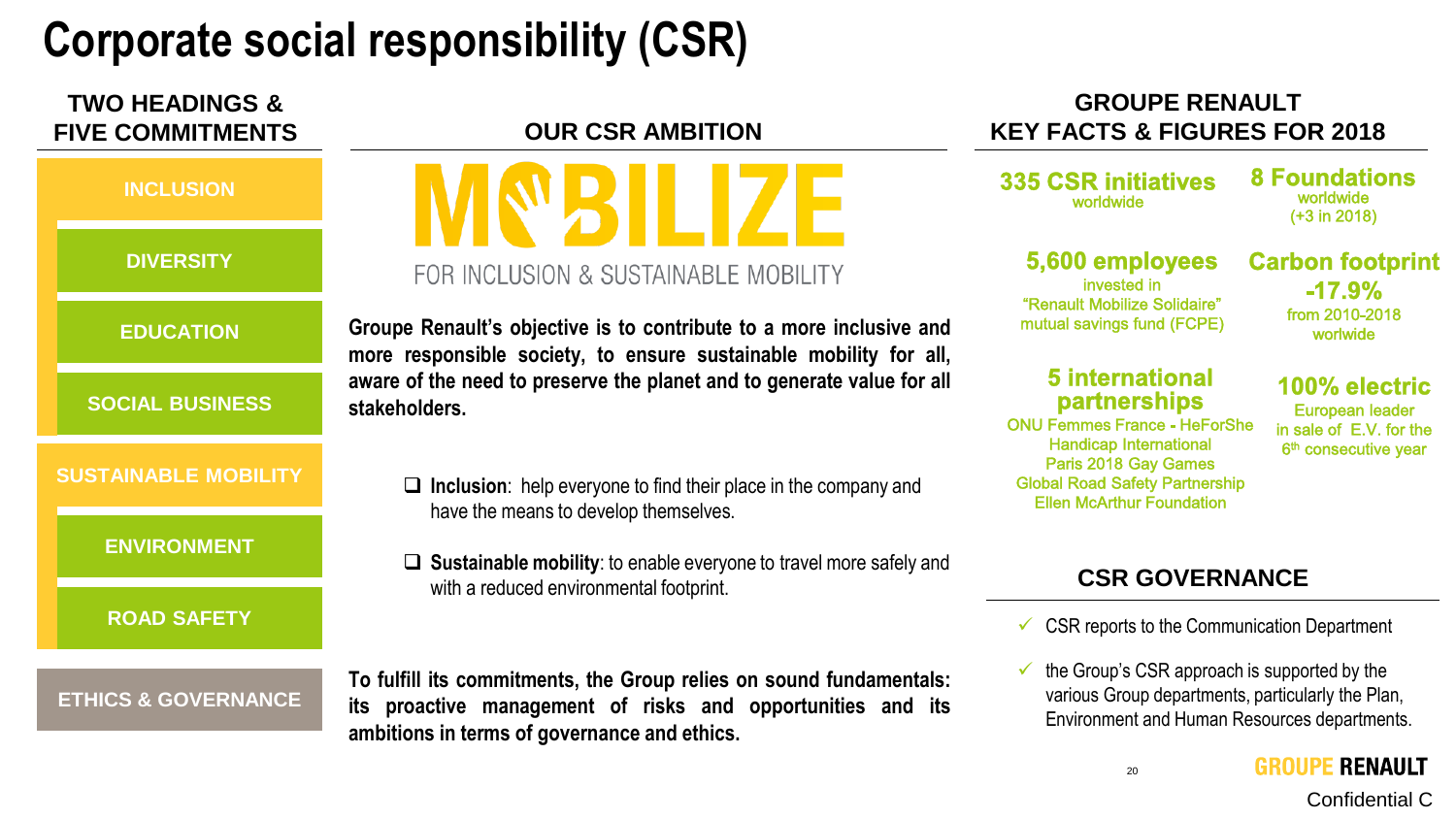# Corporate social responsibility (CSR)

## TWO HEADINGS & FIVE COMMITMENTS

- **INCLUSION**
  - DIVERSITY
  - EDUCATION
  - SOCIAL BUSINESS
- **SUSTAINABLE MOBILITY**
  - ENVIRONMENT
  - ROAD SAFETY
- **ETHICS & GOVERNANCE**

## OUR CSR AMBITION

MOBILIZE

FOR INCLUSION & SUSTAINABLE MOBILITY

**Groupe Renault's objective is to contribute to a more inclusive and more responsible society, to ensure sustainable mobility for all, aware of the need to preserve the planet and to generate value for all stakeholders.**

- **Inclusion**: help everyone to find their place in the company and have the means to develop themselves.
- **Sustainable mobility**: to enable everyone to travel more safely and with a reduced environmental footprint.

**To fulfill its commitments, the Group relies on sound fundamentals: its proactive management of risks and opportunities and its ambitions in terms of governance and ethics.**

## GROUPE RENAULT KEY FACTS & FIGURES FOR 2018

**335 CSR initiatives**
worldwide

**8 Foundations**
worldwide
(+3 in 2018)

**5,600 employees**
invested in "Renault Mobilize Solidaire" mutual savings fund (FCPE)

**Carbon footprint -17.9%**
from 2010-2018
worlwide

**5 international partnerships**
ONU Femmes France - HeForShe
Handicap International
Paris 2018 Gay Games
Global Road Safety Partnership
Ellen McArthur Foundation

**100% electric**
European leader in sale of E.V. for the 6th consecutive year

## CSR GOVERNANCE

- ✓ CSR reports to the Communication Department
- ✓ the Group's CSR approach is supported by the various Group departments, particularly the Plan, Environment and Human Resources departments.